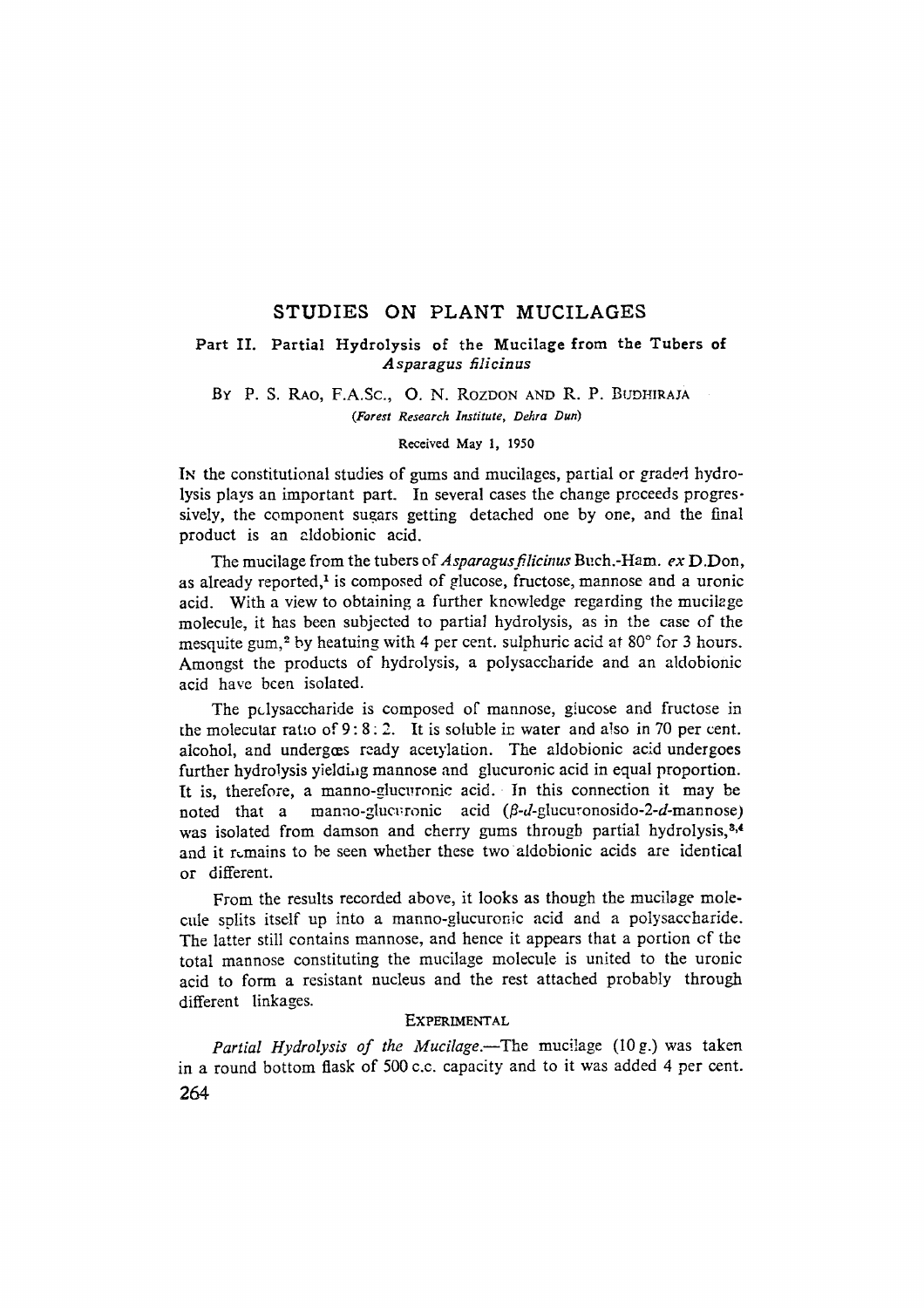# STUDIES ON PLANT MUCILAGES

## Part II. Partial Hydrolysis of the Mucilage from the Tubers of *Asparagus filicinus*

BY P. S. RAO, F.A.SC., O. N. ROZDON AND R. P. BUDHIRAJA

*(Forest Research Institute, Dehra Dun)*

Received May 1, 1950

IN the constitutional studies of gums and mucilages, partial or graded hydrolysis plays an important part. In several cases the change proceeds progressively, the component sugars getting detached one by one, and the final product is an aldobionic acid.

The mucilage from the tubers of *Asparagus filicinus* Buch.-Ham. *ex* D.Don, as already reported,[1] is composed of glucose, fructose, mannose and a uronic acid. With a view to obtaining a further knowledge regarding the mucilage molecule, it has been subjected to partial hydrolysis, as in the case of the mesquite gum,[2] by heatuing with 4 per cent. sulphuric acid at 80° for 3 hours. Amongst the products of hydrolysis, a polysaccharide and an aldobionic acid have been isolated.

The polysaccharide is composed of mannose, glucose and fructose in the molecular ratio of 9 : 8 : 2. It is soluble in water and also in 70 per cent. alcohol, and undergoes ready acetylation. The aldobionic acid undergoes further hydrolysis yielding mannose and glucuronic acid in equal proportion. It is, therefore, a manno-glucuronic acid. In this connection it may be noted that a manno-glucuronic acid (*β*-*d*-glucuronosido-2-*d*-mannose) was isolated from damson and cherry gums through partial hydrolysis,[3,4] and it remains to be seen whether these two aldobionic acids are identical or different.

From the results recorded above, it looks as though the mucilage molecule splits itself up into a manno-glucuronic acid and a polysaccharide. The latter still contains mannose, and hence it appears that a portion of the total mannose constituting the mucilage molecule is united to the uronic acid to form a resistant nucleus and the rest attached probably through different linkages.

### EXPERIMENTAL

*Partial Hydrolysis of the Mucilage.*—The mucilage (10 g.) was taken in a round bottom flask of 500 c.c. capacity and to it was added 4 per cent.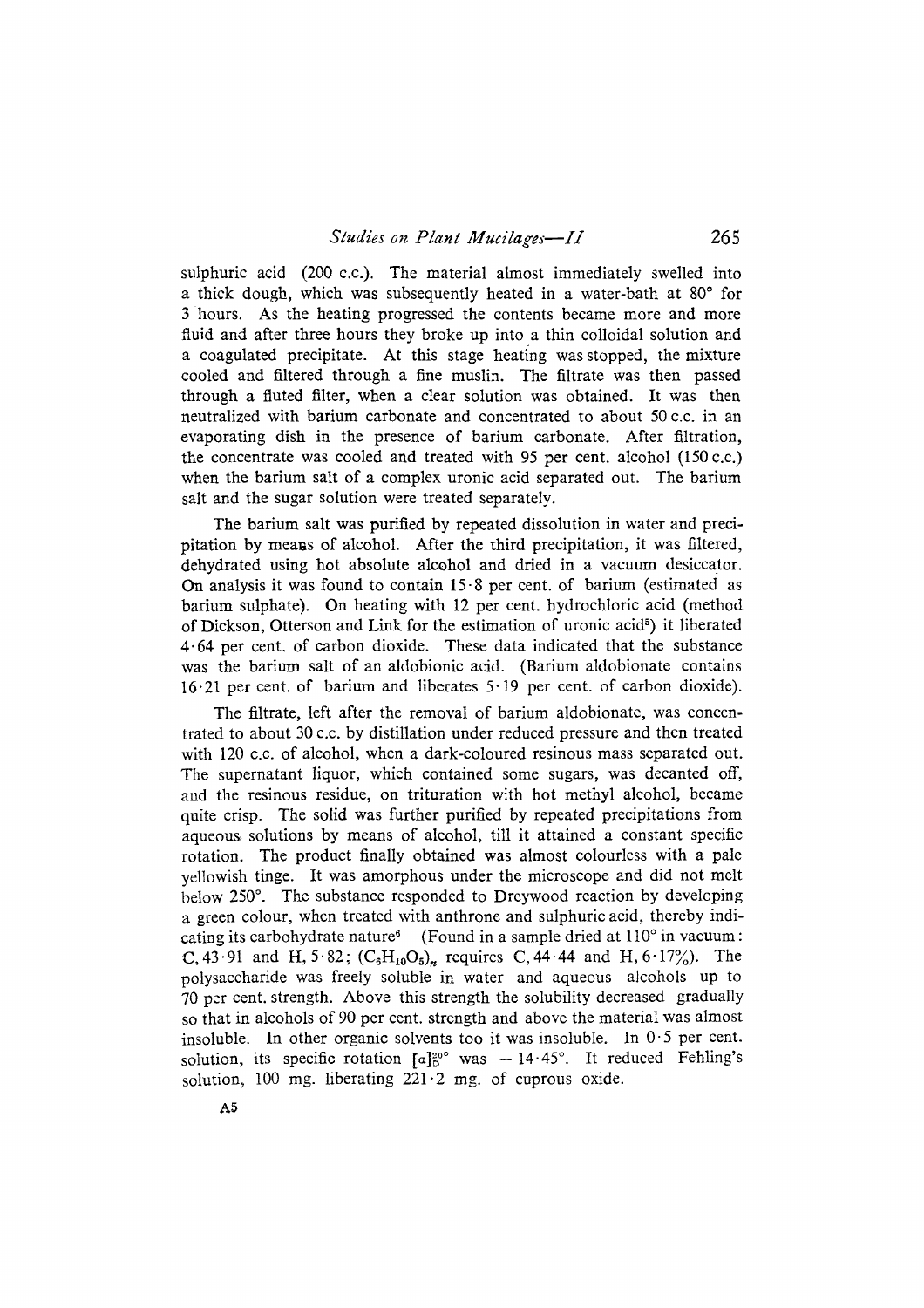sulphuric acid (200 c.c.). The material almost immediately swelled into a thick dough, which was subsequently heated in a water-bath at 80° for 3 hours. As the heating progressed the contents became more and more fluid and after three hours they broke up into a thin colloidal solution and a coagulated precipitate. At this stage heating was stopped, the mixture cooled and filtered through a fine muslin. The filtrate was then passed through a fluted filter, when a clear solution was obtained. It was then neutralized with barium carbonate and concentrated to about 50 c.c. in an evaporating dish in the presence of barium carbonate. After filtration, the concentrate was cooled and treated with 95 per cent. alcohol (150 c.c.) when the barium salt of a complex uronic acid separated out. The barium salt and the sugar solution were treated separately.

The barium salt was purified by repeated dissolution in water and precipitation by means of alcohol. After the third precipitation, it was filtered, dehydrated using hot absolute alcohol and dried in a vacuum desiccator. On analysis it was found to contain 15·8 per cent. of barium (estimated as barium sulphate). On heating with 12 per cent. hydrochloric acid (method of Dickson, Otterson and Link for the estimation of uronic acid[5]) it liberated 4·64 per cent. of carbon dioxide. These data indicated that the substance was the barium salt of an aldobionic acid. (Barium aldobionate contains 16·21 per cent. of barium and liberates 5·19 per cent. of carbon dioxide).

The filtrate, left after the removal of barium aldobionate, was concentrated to about 30 c.c. by distillation under reduced pressure and then treated with 120 c.c. of alcohol, when a dark-coloured resinous mass separated out. The supernatant liquor, which contained some sugars, was decanted off, and the resinous residue, on trituration with hot methyl alcohol, became quite crisp. The solid was further purified by repeated precipitations from aqueous solutions by means of alcohol, till it attained a constant specific rotation. The product finally obtained was almost colourless with a pale yellowish tinge. It was amorphous under the microscope and did not melt below 250°. The substance responded to Dreywood reaction by developing a green colour, when treated with anthrone and sulphuric acid, thereby indicating its carbohydrate nature[6] (Found in a sample dried at 110° in vacuum: C, 43·91 and H, 5·82; $(C_6H_{10}O_5)_n$ requires C, 44·44 and H, 6·17%). The polysaccharide was freely soluble in water and aqueous alcohols up to 70 per cent. strength. Above this strength the solubility decreased gradually so that in alcohols of 90 per cent. strength and above the material was almost insoluble. In other organic solvents too it was insoluble. In 0·5 per cent. solution, its specific rotation $[\alpha]_D^{20°}$ was $-14·45°$. It reduced Fehling's solution, 100 mg. liberating 221·2 mg. of cuprous oxide.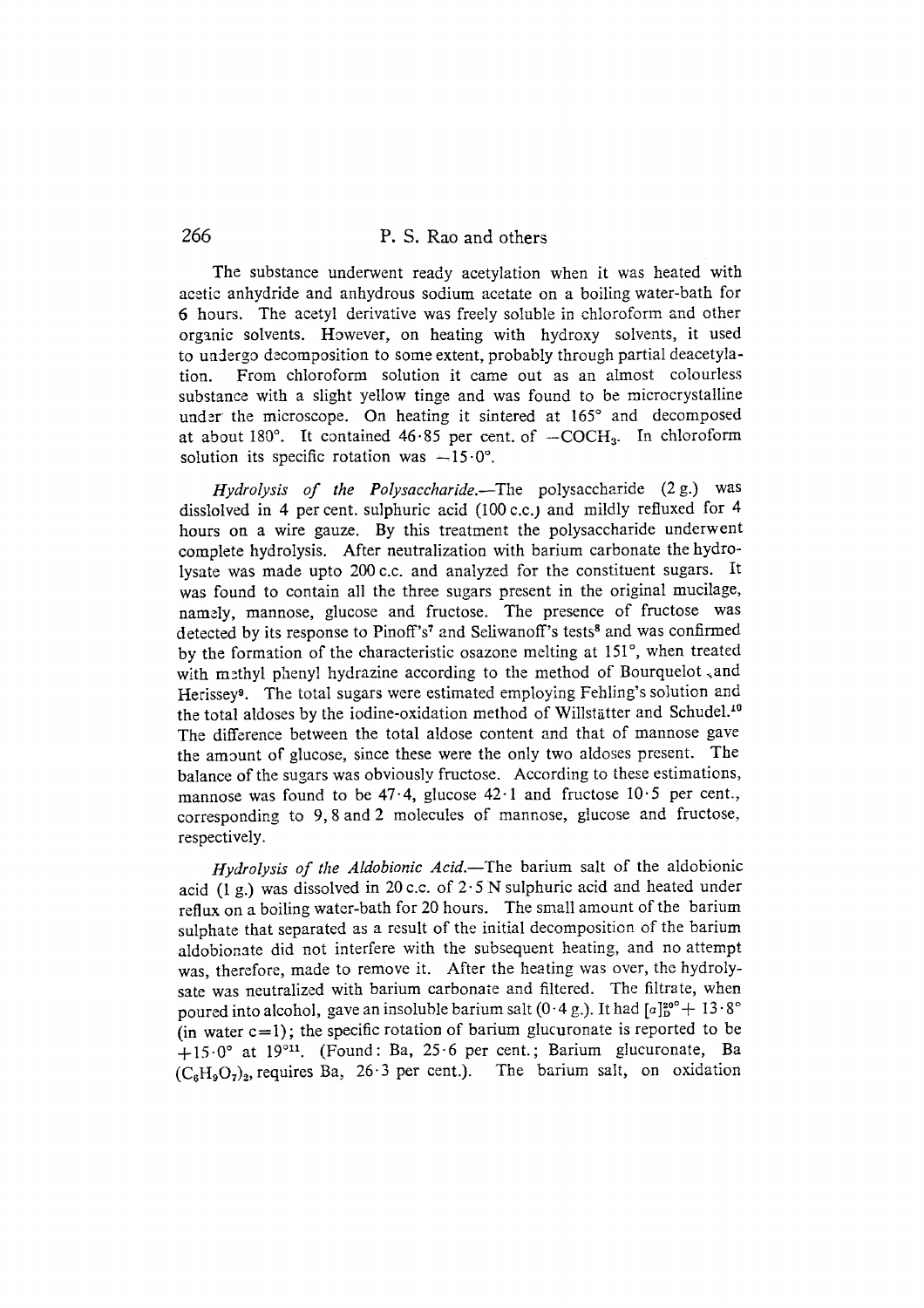The substance underwent ready acetylation when it was heated with acetic anhydride and anhydrous sodium acetate on a boiling water-bath for 6 hours. The acetyl derivative was freely soluble in chloroform and other organic solvents. However, on heating with hydroxy solvents, it used to undergo decomposition to some extent, probably through partial deacetylation. From chloroform solution it came out as an almost colourless substance with a slight yellow tinge and was found to be microcrystalline under the microscope. On heating it sintered at 165° and decomposed at about 180°. It contained 46·85 per cent. of $-COCH_3$. In chloroform solution its specific rotation was $-15 \cdot 0°$.

*Hydrolysis of the Polysaccharide.*—The polysaccharide (2 g.) was disslolved in 4 per cent. sulphuric acid (100 c.c.) and mildly refluxed for 4 hours on a wire gauze. By this treatment the polysaccharide underwent complete hydrolysis. After neutralization with barium carbonate the hydrolysate was made upto 200 c.c. and analyzed for the constituent sugars. It was found to contain all the three sugars present in the original mucilage, namely, mannose, glucose and fructose. The presence of fructose was detected by its response to Pinoff's[7] and Seliwanoff's tests[8] and was confirmed by the formation of the characteristic osazone melting at 151°, when treated with methyl phenyl hydrazine according to the method of Bourquelot and Herissey[9]. The total sugars were estimated employing Fehling's solution and the total aldoses by the iodine-oxidation method of Willstätter and Schudel.[10] The difference between the total aldose content and that of mannose gave the amount of glucose, since these were the only two aldoses present. The balance of the sugars was obviously fructose. According to these estimations, mannose was found to be 47·4, glucose 42·1 and fructose 10·5 per cent., corresponding to 9, 8 and 2 molecules of mannose, glucose and fructose, respectively.

*Hydrolysis of the Aldobionic Acid.*—The barium salt of the aldobionic acid (1 g.) was dissolved in 20 c.c. of 2·5 N sulphuric acid and heated under reflux on a boiling water-bath for 20 hours. The small amount of the barium sulphate that separated as a result of the initial decomposition of the barium aldobionate did not interfere with the subsequent heating, and no attempt was, therefore, made to remove it. After the heating was over, the hydrolysate was neutralized with barium carbonate and filtered. The filtrate, when poured into alcohol, gave an insoluble barium salt (0·4 g.). It had $[\alpha]_D^{30°} + 13 \cdot 8°$ (in water c=1); the specific rotation of barium glucuronate is reported to be $+15 \cdot 0°$ at 19°[11]. (Found: Ba, 25·6 per cent.; Barium glucuronate, $Ba(C_6H_9O_7)_2$, requires Ba, 26·3 per cent.). The barium salt, on oxidation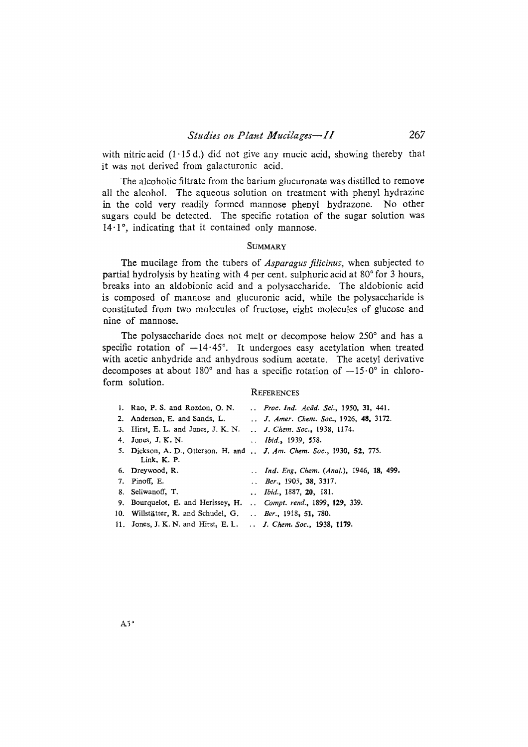with nitric acid ($1 \cdot 15$ d.) did not give any mucic acid, showing thereby that it was not derived from galacturonic acid.

The alcoholic filtrate from the barium glucuronate was distilled to remove all the alcohol. The aqueous solution on treatment with phenyl hydrazine in the cold very readily formed mannose phenyl hydrazone. No other sugars could be detected. The specific rotation of the sugar solution was $14 \cdot 1°$, indicating that it contained only mannose.

## Summary

The mucilage from the tubers of *Asparagus filicinus*, when subjected to partial hydrolysis by heating with 4 per cent. sulphuric acid at 80° for 3 hours, breaks into an aldobionic acid and a polysaccharide. The aldobionic acid is composed of mannose and glucuronic acid, while the polysaccharide is constituted from two molecules of fructose, eight molecules of glucose and nine of mannose.

The polysaccharide does not melt or decompose below 250° and has a specific rotation of $-14 \cdot 45°$. It undergoes easy acetylation when treated with acetic anhydride and anhydrous sodium acetate. The acetyl derivative decomposes at about 180° and has a specific rotation of $-15 \cdot 0°$ in chloroform solution.

## References

1. Rao, P. S. and Rozdon, O. N. .. *Proc. Ind. Acad. Sci.*, 1950, **31**, 441.
2. Anderson, E. and Sands, L. .. *J. Amer. Chem. Soc.*, 1926, **48**, 3172.
3. Hirst, E. L. and Jones, J. K. N. .. *J. Chem. Soc.*, 1938, 1174.
4. Jones, J. K. N. .. *Ibid.*, 1939, 558.
5. Dickson, A. D., Otterson, H. and Link, K. P. .. *J. Am. Chem. Soc.*, 1930, **52**, 775.
6. Dreywood, R. .. *Ind. Eng. Chem. (Anal.)*, 1946, **18**, 499.
7. Pinoff, E. .. *Ber.*, 1905, **38**, 3317.
8. Seliwanoff, T. .. *Ibid.*, 1887, **20**, 181.
9. Bourquelot, E. and Herissey, H. .. *Compt. rend.*, 1899, **129**, 339.
10. Willstätter, R. and Schudel, G. .. *Ber.*, 1918, **51**, 780.
11. Jones, J. K. N. and Hirst, E. L. .. *J. Chem. Soc.*, **1938**, **1179**.